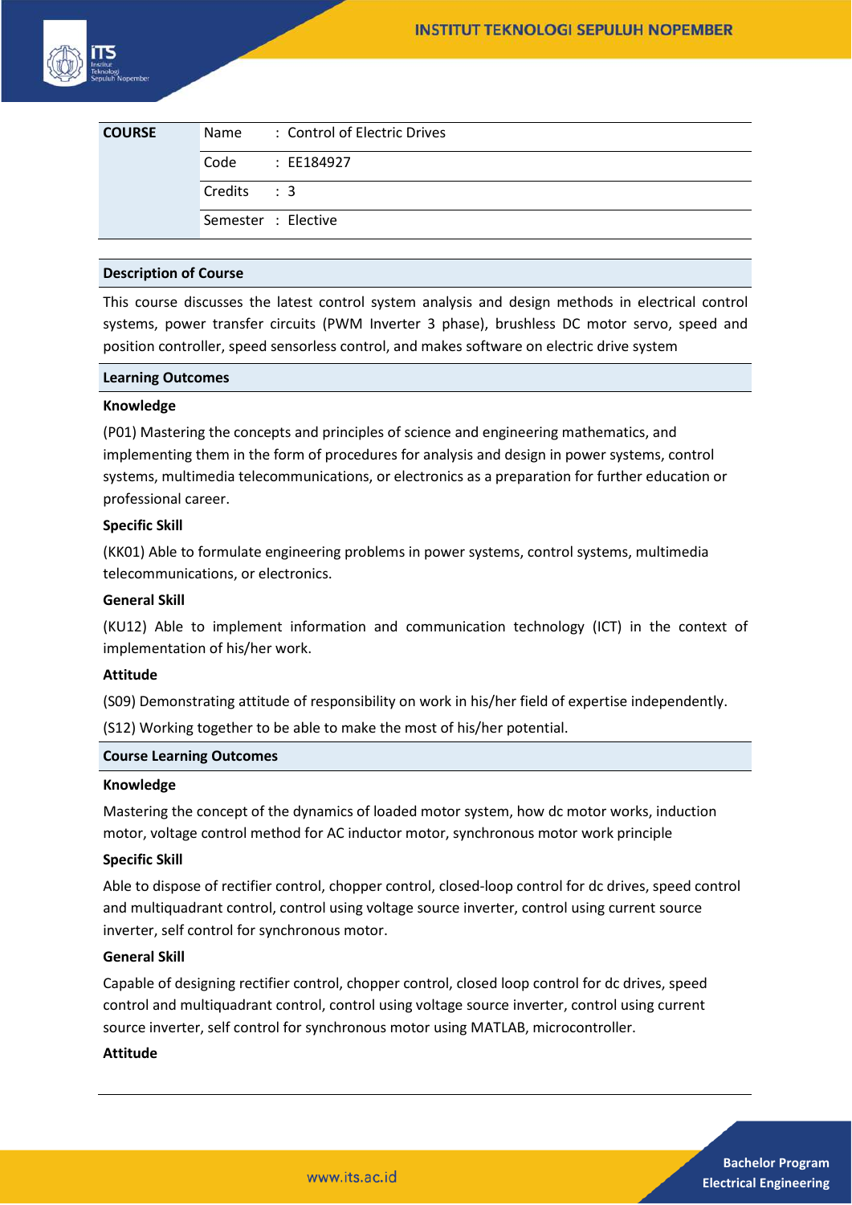| COURSE | Name : Control of Electric Drives |
|---|---|
| | Code : EE184927 |
| | Credits : 3 |
| | Semester : Elective |

**Description of Course**

This course discusses the latest control system analysis and design methods in electrical control systems, power transfer circuits (PWM Inverter 3 phase), brushless DC motor servo, speed and position controller, speed sensorless control, and makes software on electric drive system

**Learning Outcomes**

**Knowledge**

(P01) Mastering the concepts and principles of science and engineering mathematics, and implementing them in the form of procedures for analysis and design in power systems, control systems, multimedia telecommunications, or electronics as a preparation for further education or professional career.

**Specific Skill**

(KK01) Able to formulate engineering problems in power systems, control systems, multimedia telecommunications, or electronics.

**General Skill**

(KU12) Able to implement information and communication technology (ICT) in the context of implementation of his/her work.

**Attitude**

(S09) Demonstrating attitude of responsibility on work in his/her field of expertise independently.

(S12) Working together to be able to make the most of his/her potential.

**Course Learning Outcomes**

**Knowledge**

Mastering the concept of the dynamics of loaded motor system, how dc motor works, induction motor, voltage control method for AC inductor motor, synchronous motor work principle

**Specific Skill**

Able to dispose of rectifier control, chopper control, closed-loop control for dc drives, speed control and multiquadrant control, control using voltage source inverter, control using current source inverter, self control for synchronous motor.

**General Skill**

Capable of designing rectifier control, chopper control, closed loop control for dc drives, speed control and multiquadrant control, control using voltage source inverter, control using current source inverter, self control for synchronous motor using MATLAB, microcontroller.

**Attitude**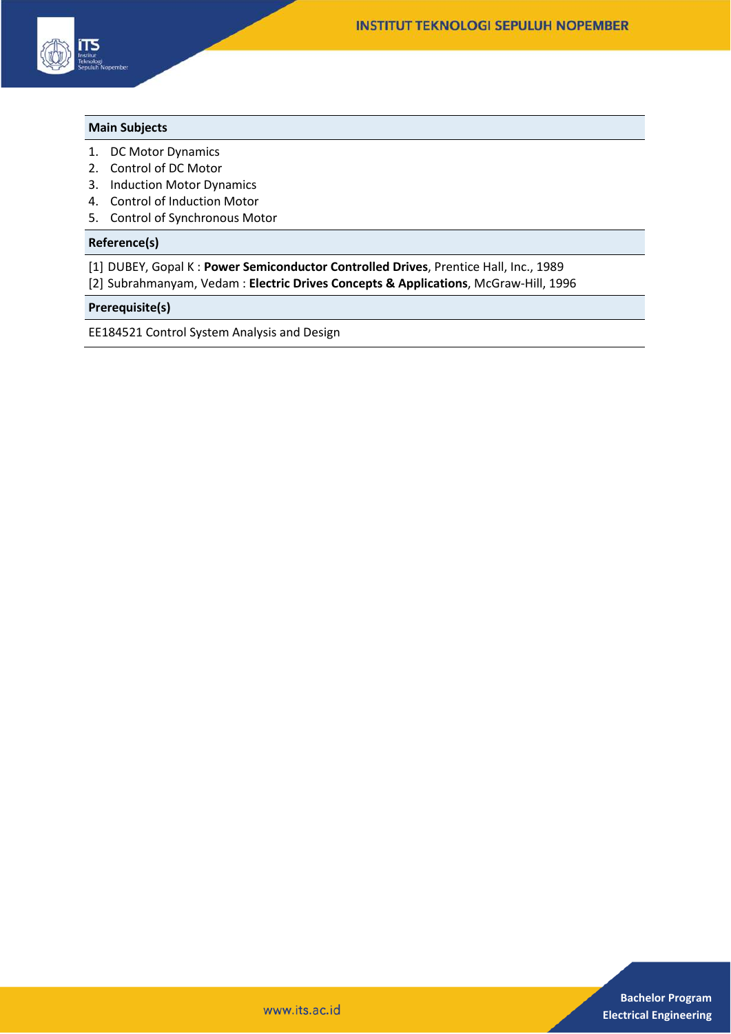**Main Subjects**

1. DC Motor Dynamics
2. Control of DC Motor
3. Induction Motor Dynamics
4. Control of Induction Motor
5. Control of Synchronous Motor

**Reference(s)**

[1] DUBEY, Gopal K : **Power Semiconductor Controlled Drives**, Prentice Hall, Inc., 1989
[2] Subrahmanyam, Vedam : **Electric Drives Concepts & Applications**, McGraw-Hill, 1996

**Prerequisite(s)**

EE184521 Control System Analysis and Design